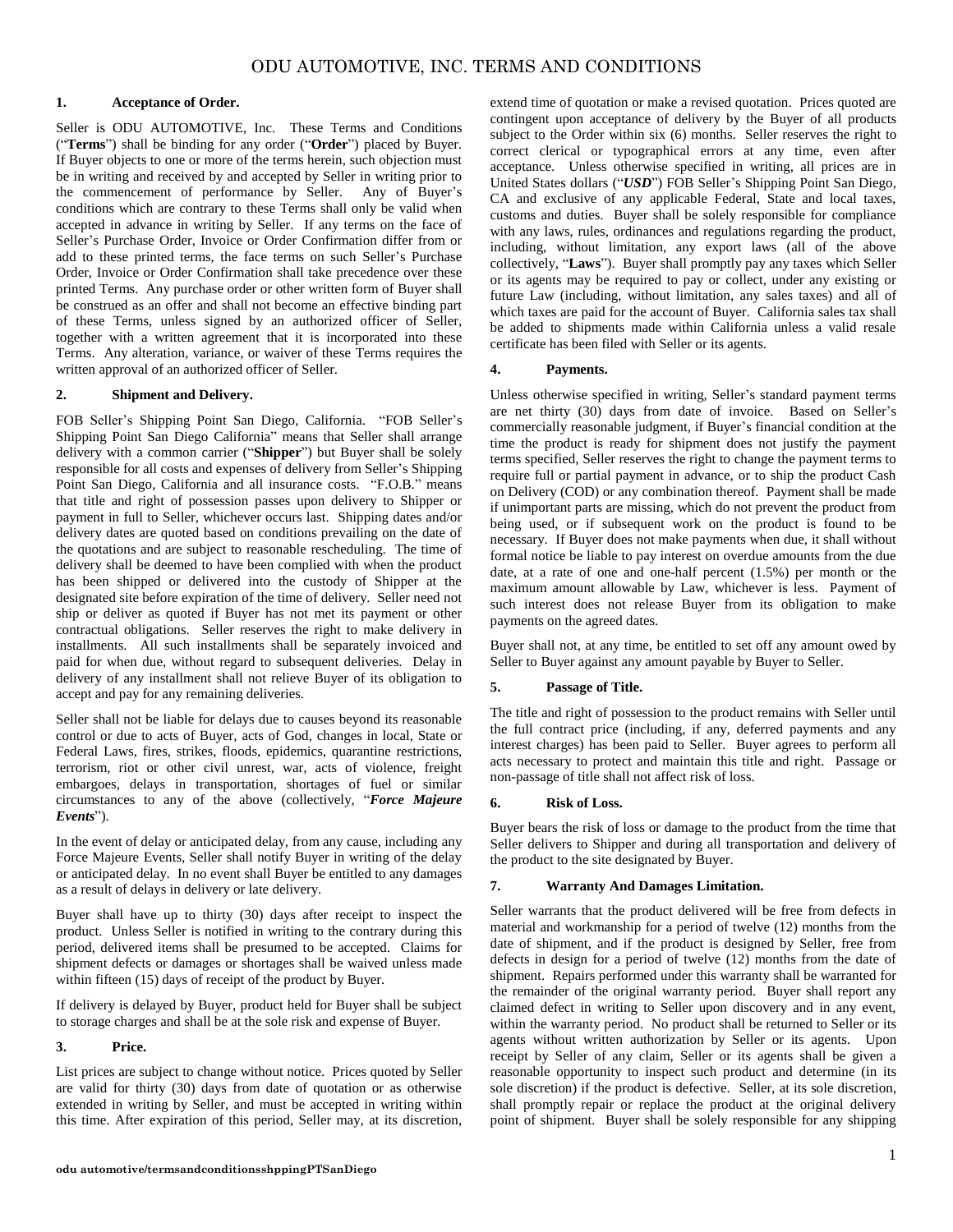# ODU AUTOMOTIVE, INC. TERMS AND CONDITIONS

## 1. Acceptance of Order.

Seller is ODU AUTOMOTIVE, Inc. These Terms and Conditions ("**Terms**") shall be binding for any order ("**Order**") placed by Buyer. If Buyer objects to one or more of the terms herein, such objection must be in writing and received by and accepted by Seller in writing prior to the commencement of performance by Seller. Any of Buyer's conditions which are contrary to these Terms shall only be valid when accepted in advance in writing by Seller. If any terms on the face of Seller's Purchase Order, Invoice or Order Confirmation differ from or add to these printed terms, the face terms on such Seller's Purchase Order, Invoice or Order Confirmation shall take precedence over these printed Terms. Any purchase order or other written form of Buyer shall be construed as an offer and shall not become an effective binding part of these Terms, unless signed by an authorized officer of Seller, together with a written agreement that it is incorporated into these Terms. Any alteration, variance, or waiver of these Terms requires the written approval of an authorized officer of Seller.

## 2. Shipment and Delivery.

FOB Seller's Shipping Point San Diego, California. "FOB Seller's Shipping Point San Diego California" means that Seller shall arrange delivery with a common carrier ("**Shipper**") but Buyer shall be solely responsible for all costs and expenses of delivery from Seller's Shipping Point San Diego, California and all insurance costs. "F.O.B." means that title and right of possession passes upon delivery to Shipper or payment in full to Seller, whichever occurs last. Shipping dates and/or delivery dates are quoted based on conditions prevailing on the date of the quotations and are subject to reasonable rescheduling. The time of delivery shall be deemed to have been complied with when the product has been shipped or delivered into the custody of Shipper at the designated site before expiration of the time of delivery. Seller need not ship or deliver as quoted if Buyer has not met its payment or other contractual obligations. Seller reserves the right to make delivery in installments. All such installments shall be separately invoiced and paid for when due, without regard to subsequent deliveries. Delay in delivery of any installment shall not relieve Buyer of its obligation to accept and pay for any remaining deliveries.

Seller shall not be liable for delays due to causes beyond its reasonable control or due to acts of Buyer, acts of God, changes in local, State or Federal Laws, fires, strikes, floods, epidemics, quarantine restrictions, terrorism, riot or other civil unrest, war, acts of violence, freight embargoes, delays in transportation, shortages of fuel or similar circumstances to any of the above (collectively, "***Force Majeure Events***").

In the event of delay or anticipated delay, from any cause, including any Force Majeure Events, Seller shall notify Buyer in writing of the delay or anticipated delay. In no event shall Buyer be entitled to any damages as a result of delays in delivery or late delivery.

Buyer shall have up to thirty (30) days after receipt to inspect the product. Unless Seller is notified in writing to the contrary during this period, delivered items shall be presumed to be accepted. Claims for shipment defects or damages or shortages shall be waived unless made within fifteen (15) days of receipt of the product by Buyer.

If delivery is delayed by Buyer, product held for Buyer shall be subject to storage charges and shall be at the sole risk and expense of Buyer.

## 3. Price.

List prices are subject to change without notice. Prices quoted by Seller are valid for thirty (30) days from date of quotation or as otherwise extended in writing by Seller, and must be accepted in writing within this time. After expiration of this period, Seller may, at its discretion, extend time of quotation or make a revised quotation. Prices quoted are contingent upon acceptance of delivery by the Buyer of all products subject to the Order within six (6) months. Seller reserves the right to correct clerical or typographical errors at any time, even after acceptance. Unless otherwise specified in writing, all prices are in United States dollars ("***USD***") FOB Seller's Shipping Point San Diego, CA and exclusive of any applicable Federal, State and local taxes, customs and duties. Buyer shall be solely responsible for compliance with any laws, rules, ordinances and regulations regarding the product, including, without limitation, any export laws (all of the above collectively, "**Laws**"). Buyer shall promptly pay any taxes which Seller or its agents may be required to pay or collect, under any existing or future Law (including, without limitation, any sales taxes) and all of which taxes are paid for the account of Buyer. California sales tax shall be added to shipments made within California unless a valid resale certificate has been filed with Seller or its agents.

## 4. Payments.

Unless otherwise specified in writing, Seller's standard payment terms are net thirty (30) days from date of invoice. Based on Seller's commercially reasonable judgment, if Buyer's financial condition at the time the product is ready for shipment does not justify the payment terms specified, Seller reserves the right to change the payment terms to require full or partial payment in advance, or to ship the product Cash on Delivery (COD) or any combination thereof. Payment shall be made if unimportant parts are missing, which do not prevent the product from being used, or if subsequent work on the product is found to be necessary. If Buyer does not make payments when due, it shall without formal notice be liable to pay interest on overdue amounts from the due date, at a rate of one and one-half percent (1.5%) per month or the maximum amount allowable by Law, whichever is less. Payment of such interest does not release Buyer from its obligation to make payments on the agreed dates.

Buyer shall not, at any time, be entitled to set off any amount owed by Seller to Buyer against any amount payable by Buyer to Seller.

## 5. Passage of Title.

The title and right of possession to the product remains with Seller until the full contract price (including, if any, deferred payments and any interest charges) has been paid to Seller. Buyer agrees to perform all acts necessary to protect and maintain this title and right. Passage or non-passage of title shall not affect risk of loss.

## 6. Risk of Loss.

Buyer bears the risk of loss or damage to the product from the time that Seller delivers to Shipper and during all transportation and delivery of the product to the site designated by Buyer.

## 7. Warranty And Damages Limitation.

Seller warrants that the product delivered will be free from defects in material and workmanship for a period of twelve (12) months from the date of shipment, and if the product is designed by Seller, free from defects in design for a period of twelve (12) months from the date of shipment. Repairs performed under this warranty shall be warranted for the remainder of the original warranty period. Buyer shall report any claimed defect in writing to Seller upon discovery and in any event, within the warranty period. No product shall be returned to Seller or its agents without written authorization by Seller or its agents. Upon receipt by Seller of any claim, Seller or its agents shall be given a reasonable opportunity to inspect such product and determine (in its sole discretion) if the product is defective. Seller, at its sole discretion, shall promptly repair or replace the product at the original delivery point of shipment. Buyer shall be solely responsible for any shipping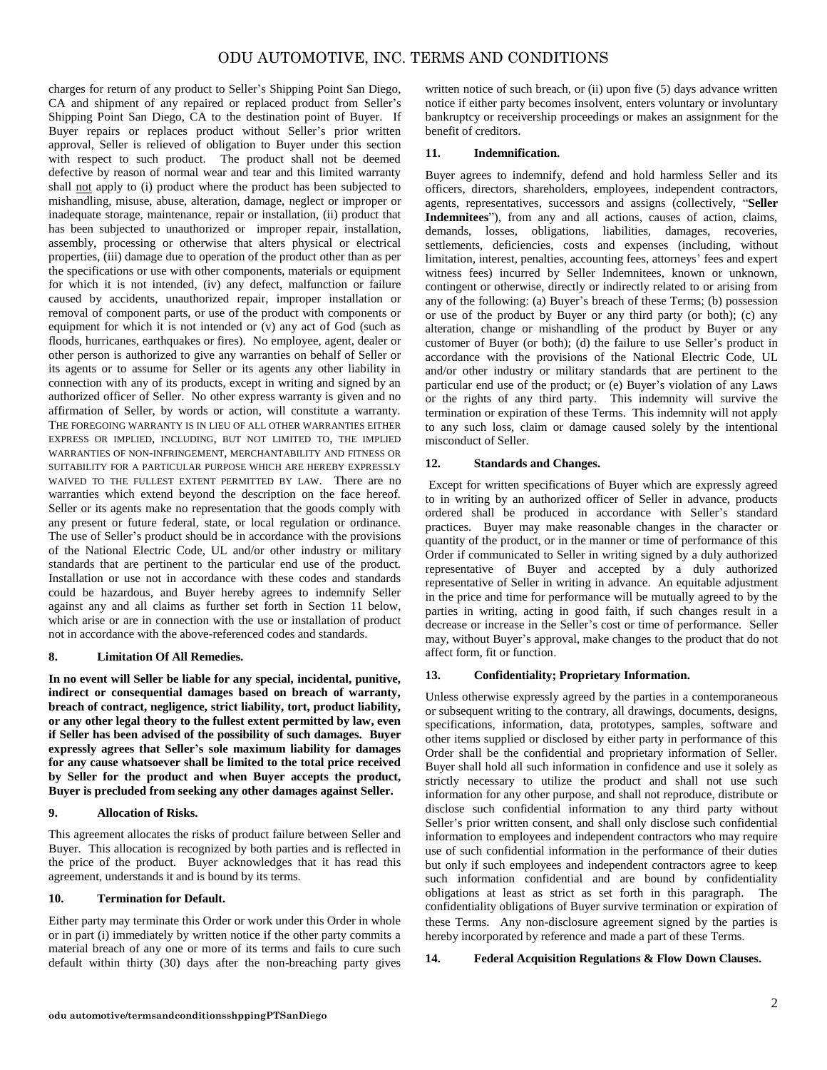charges for return of any product to Seller's Shipping Point San Diego, CA and shipment of any repaired or replaced product from Seller's Shipping Point San Diego, CA to the destination point of Buyer. If Buyer repairs or replaces product without Seller's prior written approval, Seller is relieved of obligation to Buyer under this section with respect to such product. The product shall not be deemed defective by reason of normal wear and tear and this limited warranty shall not apply to (i) product where the product has been subjected to mishandling, misuse, abuse, alteration, damage, neglect or improper or inadequate storage, maintenance, repair or installation, (ii) product that has been subjected to unauthorized or improper repair, installation, assembly, processing or otherwise that alters physical or electrical properties, (iii) damage due to operation of the product other than as per the specifications or use with other components, materials or equipment for which it is not intended, (iv) any defect, malfunction or failure caused by accidents, unauthorized repair, improper installation or removal of component parts, or use of the product with components or equipment for which it is not intended or (v) any act of God (such as floods, hurricanes, earthquakes or fires). No employee, agent, dealer or other person is authorized to give any warranties on behalf of Seller or its agents or to assume for Seller or its agents any other liability in connection with any of its products, except in writing and signed by an authorized officer of Seller. No other express warranty is given and no affirmation of Seller, by words or action, will constitute a warranty. THE FOREGOING WARRANTY IS IN LIEU OF ALL OTHER WARRANTIES EITHER EXPRESS OR IMPLIED, INCLUDING, BUT NOT LIMITED TO, THE IMPLIED WARRANTIES OF NON-INFRINGEMENT, MERCHANTABILITY AND FITNESS OR SUITABILITY FOR A PARTICULAR PURPOSE WHICH ARE HEREBY EXPRESSLY WAIVED TO THE FULLEST EXTENT PERMITTED BY LAW. There are no warranties which extend beyond the description on the face hereof. Seller or its agents make no representation that the goods comply with any present or future federal, state, or local regulation or ordinance. The use of Seller's product should be in accordance with the provisions of the National Electric Code, UL and/or other industry or military standards that are pertinent to the particular end use of the product. Installation or use not in accordance with these codes and standards could be hazardous, and Buyer hereby agrees to indemnify Seller against any and all claims as further set forth in Section 11 below, which arise or are in connection with the use or installation of product not in accordance with the above-referenced codes and standards.

## 8. Limitation Of All Remedies.

**In no event will Seller be liable for any special, incidental, punitive, indirect or consequential damages based on breach of warranty, breach of contract, negligence, strict liability, tort, product liability, or any other legal theory to the fullest extent permitted by law, even if Seller has been advised of the possibility of such damages. Buyer expressly agrees that Seller's sole maximum liability for damages for any cause whatsoever shall be limited to the total price received by Seller for the product and when Buyer accepts the product, Buyer is precluded from seeking any other damages against Seller.**

## 9. Allocation of Risks.

This agreement allocates the risks of product failure between Seller and Buyer. This allocation is recognized by both parties and is reflected in the price of the product. Buyer acknowledges that it has read this agreement, understands it and is bound by its terms.

## 10. Termination for Default.

Either party may terminate this Order or work under this Order in whole or in part (i) immediately by written notice if the other party commits a material breach of any one or more of its terms and fails to cure such default within thirty (30) days after the non-breaching party gives written notice of such breach, or (ii) upon five (5) days advance written notice if either party becomes insolvent, enters voluntary or involuntary bankruptcy or receivership proceedings or makes an assignment for the benefit of creditors.

## 11. Indemnification.

Buyer agrees to indemnify, defend and hold harmless Seller and its officers, directors, shareholders, employees, independent contractors, agents, representatives, successors and assigns (collectively, "**Seller Indemnitees**"), from any and all actions, causes of action, claims, demands, losses, obligations, liabilities, damages, recoveries, settlements, deficiencies, costs and expenses (including, without limitation, interest, penalties, accounting fees, attorneys' fees and expert witness fees) incurred by Seller Indemnitees, known or unknown, contingent or otherwise, directly or indirectly related to or arising from any of the following: (a) Buyer's breach of these Terms; (b) possession or use of the product by Buyer or any third party (or both); (c) any alteration, change or mishandling of the product by Buyer or any customer of Buyer (or both); (d) the failure to use Seller's product in accordance with the provisions of the National Electric Code, UL and/or other industry or military standards that are pertinent to the particular end use of the product; or (e) Buyer's violation of any Laws or the rights of any third party. This indemnity will survive the termination or expiration of these Terms. This indemnity will not apply to any such loss, claim or damage caused solely by the intentional misconduct of Seller.

## 12. Standards and Changes.

Except for written specifications of Buyer which are expressly agreed to in writing by an authorized officer of Seller in advance, products ordered shall be produced in accordance with Seller's standard practices. Buyer may make reasonable changes in the character or quantity of the product, or in the manner or time of performance of this Order if communicated to Seller in writing signed by a duly authorized representative of Buyer and accepted by a duly authorized representative of Seller in writing in advance. An equitable adjustment in the price and time for performance will be mutually agreed to by the parties in writing, acting in good faith, if such changes result in a decrease or increase in the Seller's cost or time of performance. Seller may, without Buyer's approval, make changes to the product that do not affect form, fit or function.

## 13. Confidentiality; Proprietary Information.

Unless otherwise expressly agreed by the parties in a contemporaneous or subsequent writing to the contrary, all drawings, documents, designs, specifications, information, data, prototypes, samples, software and other items supplied or disclosed by either party in performance of this Order shall be the confidential and proprietary information of Seller. Buyer shall hold all such information in confidence and use it solely as strictly necessary to utilize the product and shall not use such information for any other purpose, and shall not reproduce, distribute or disclose such confidential information to any third party without Seller's prior written consent, and shall only disclose such confidential information to employees and independent contractors who may require use of such confidential information in the performance of their duties but only if such employees and independent contractors agree to keep such information confidential and are bound by confidentiality obligations at least as strict as set forth in this paragraph. The confidentiality obligations of Buyer survive termination or expiration of these Terms. Any non-disclosure agreement signed by the parties is hereby incorporated by reference and made a part of these Terms.

## 14. Federal Acquisition Regulations & Flow Down Clauses.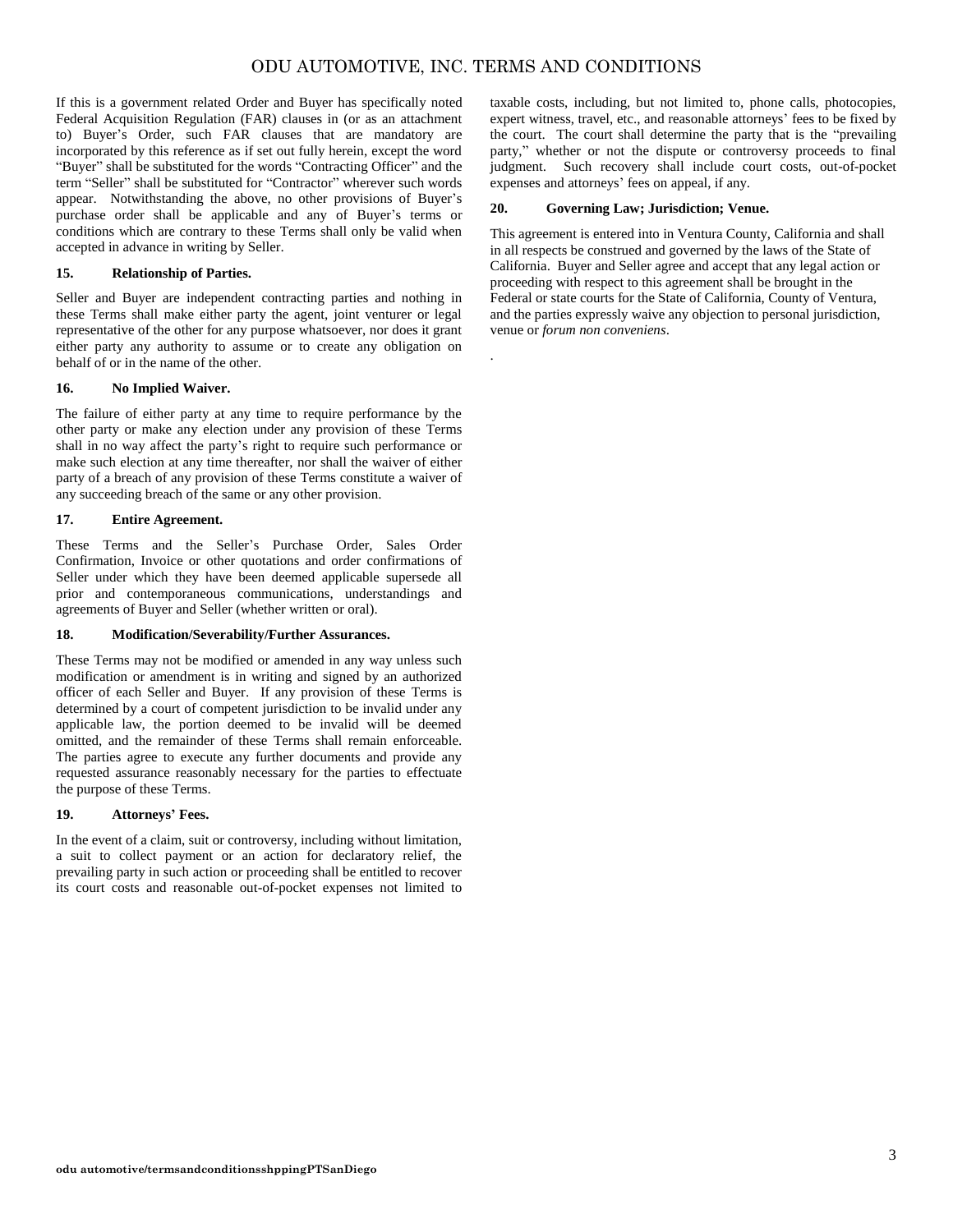If this is a government related Order and Buyer has specifically noted Federal Acquisition Regulation (FAR) clauses in (or as an attachment to) Buyer's Order, such FAR clauses that are mandatory are incorporated by this reference as if set out fully herein, except the word "Buyer" shall be substituted for the words "Contracting Officer" and the term "Seller" shall be substituted for "Contractor" wherever such words appear. Notwithstanding the above, no other provisions of Buyer's purchase order shall be applicable and any of Buyer's terms or conditions which are contrary to these Terms shall only be valid when accepted in advance in writing by Seller.

**15. Relationship of Parties.**

Seller and Buyer are independent contracting parties and nothing in these Terms shall make either party the agent, joint venturer or legal representative of the other for any purpose whatsoever, nor does it grant either party any authority to assume or to create any obligation on behalf of or in the name of the other.

**16. No Implied Waiver.**

The failure of either party at any time to require performance by the other party or make any election under any provision of these Terms shall in no way affect the party's right to require such performance or make such election at any time thereafter, nor shall the waiver of either party of a breach of any provision of these Terms constitute a waiver of any succeeding breach of the same or any other provision.

**17. Entire Agreement.**

These Terms and the Seller's Purchase Order, Sales Order Confirmation, Invoice or other quotations and order confirmations of Seller under which they have been deemed applicable supersede all prior and contemporaneous communications, understandings and agreements of Buyer and Seller (whether written or oral).

**18. Modification/Severability/Further Assurances.**

These Terms may not be modified or amended in any way unless such modification or amendment is in writing and signed by an authorized officer of each Seller and Buyer. If any provision of these Terms is determined by a court of competent jurisdiction to be invalid under any applicable law, the portion deemed to be invalid will be deemed omitted, and the remainder of these Terms shall remain enforceable. The parties agree to execute any further documents and provide any requested assurance reasonably necessary for the parties to effectuate the purpose of these Terms.

**19. Attorneys' Fees.**

In the event of a claim, suit or controversy, including without limitation, a suit to collect payment or an action for declaratory relief, the prevailing party in such action or proceeding shall be entitled to recover its court costs and reasonable out-of-pocket expenses not limited to taxable costs, including, but not limited to, phone calls, photocopies, expert witness, travel, etc., and reasonable attorneys' fees to be fixed by the court. The court shall determine the party that is the "prevailing party," whether or not the dispute or controversy proceeds to final judgment. Such recovery shall include court costs, out-of-pocket expenses and attorneys' fees on appeal, if any.

**20. Governing Law; Jurisdiction; Venue.**

This agreement is entered into in Ventura County, California and shall in all respects be construed and governed by the laws of the State of California. Buyer and Seller agree and accept that any legal action or proceeding with respect to this agreement shall be brought in the Federal or state courts for the State of California, County of Ventura, and the parties expressly waive any objection to personal jurisdiction, venue or *forum non conveniens*.

.

**odu automotive/termsandconditionsshppingPTSanDiego**